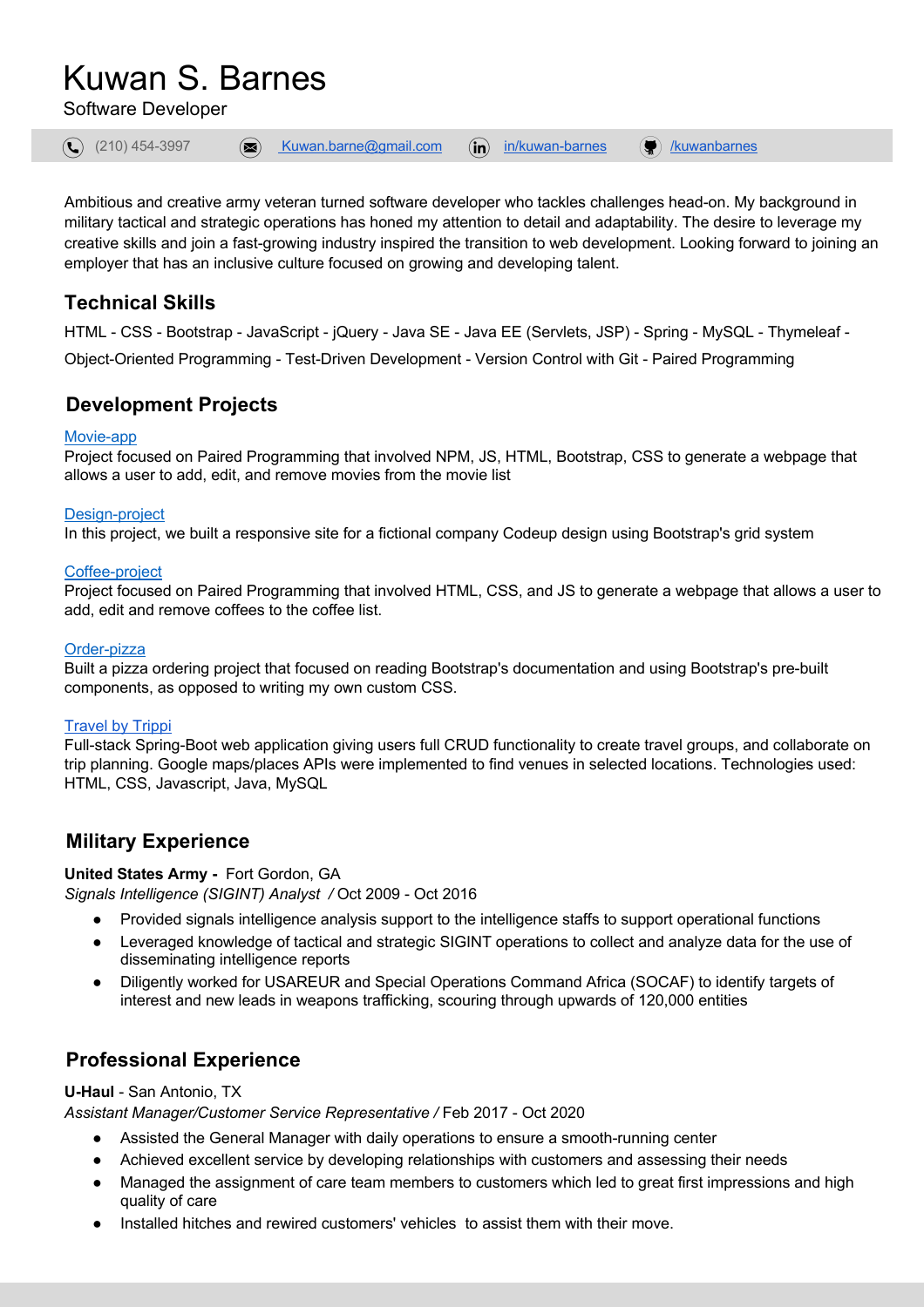# Kuwan S. Barnes

Software Developer

(210) 454-3997 | Kuwan.barne@gmail.com | in/kuwan-barnes | /kuwanbarnes

Ambitious and creative army veteran turned software developer who tackles challenges head-on. My background in military tactical and strategic operations has honed my attention to detail and adaptability. The desire to leverage my creative skills and join a fast-growing industry inspired the transition to web development. Looking forward to joining an employer that has an inclusive culture focused on growing and developing talent.

## Technical Skills

HTML - CSS - Bootstrap - JavaScript - jQuery - Java SE - Java EE (Servlets, JSP) - Spring - MySQL - Thymeleaf - Object-Oriented Programming - Test-Driven Development - Version Control with Git - Paired Programming

## Development Projects

Movie-app
Project focused on Paired Programming that involved NPM, JS, HTML, Bootstrap, CSS to generate a webpage that allows a user to add, edit, and remove movies from the movie list

Design-project
In this project, we built a responsive site for a fictional company Codeup design using Bootstrap's grid system

Coffee-project
Project focused on Paired Programming that involved HTML, CSS, and JS to generate a webpage that allows a user to add, edit and remove coffees to the coffee list.

Order-pizza
Built a pizza ordering project that focused on reading Bootstrap's documentation and using Bootstrap's pre-built components, as opposed to writing my own custom CSS.

Travel by Trippi
Full-stack Spring-Boot web application giving users full CRUD functionality to create travel groups, and collaborate on trip planning. Google maps/places APIs were implemented to find venues in selected locations. Technologies used: HTML, CSS, Javascript, Java, MySQL

## Military Experience

**United States Army -** Fort Gordon, GA
*Signals Intelligence (SIGINT) Analyst* / Oct 2009 - Oct 2016

- Provided signals intelligence analysis support to the intelligence staffs to support operational functions
- Leveraged knowledge of tactical and strategic SIGINT operations to collect and analyze data for the use of disseminating intelligence reports
- Diligently worked for USAREUR and Special Operations Command Africa (SOCAF) to identify targets of interest and new leads in weapons trafficking, scouring through upwards of 120,000 entities

## Professional Experience

**U-Haul** - San Antonio, TX
*Assistant Manager/Customer Service Representative /* Feb 2017 - Oct 2020

- Assisted the General Manager with daily operations to ensure a smooth-running center
- Achieved excellent service by developing relationships with customers and assessing their needs
- Managed the assignment of care team members to customers which led to great first impressions and high quality of care
- Installed hitches and rewired customers' vehicles to assist them with their move.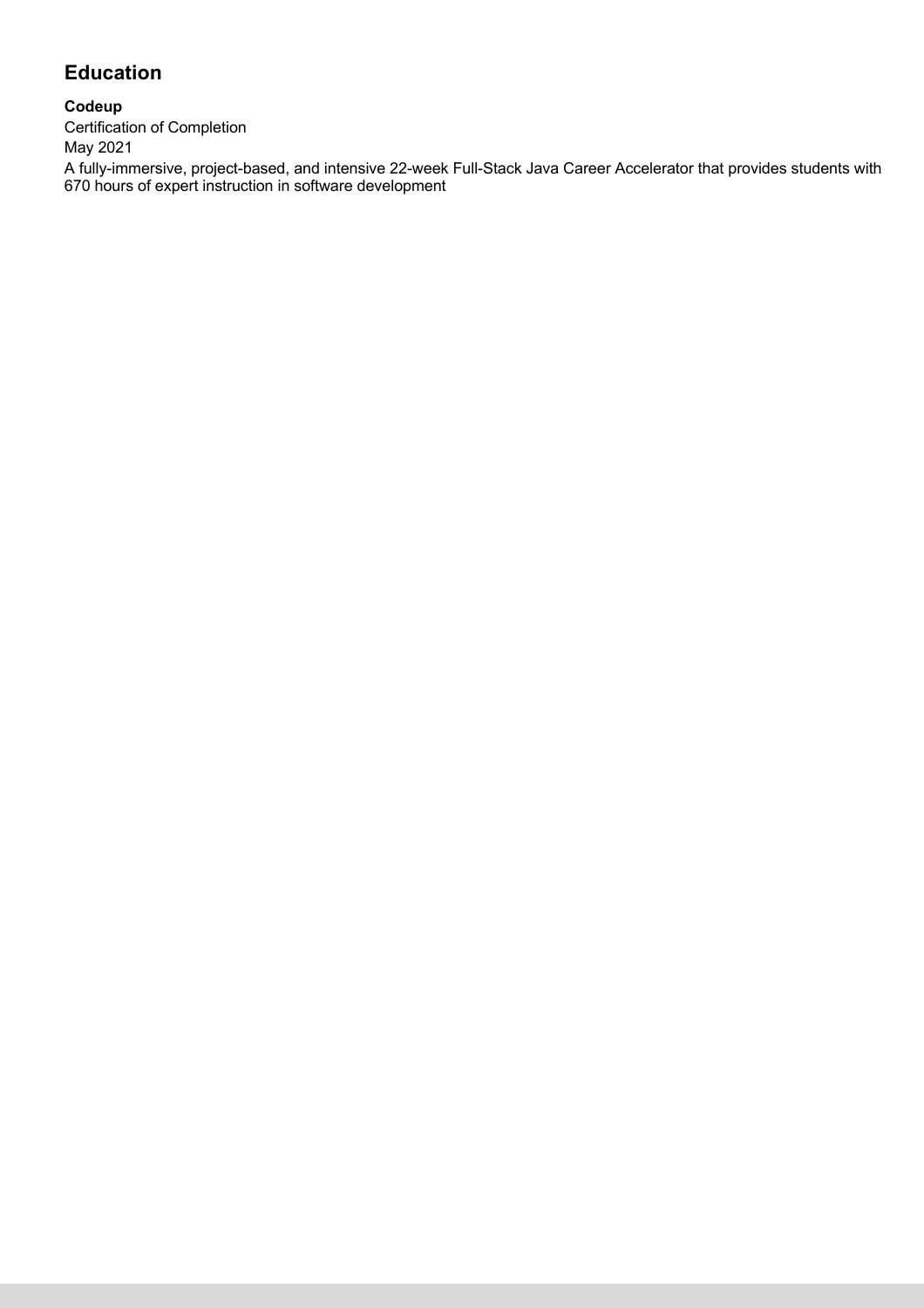## Education

**Codeup**

Certification of Completion

May 2021

A fully-immersive, project-based, and intensive 22-week Full-Stack Java Career Accelerator that provides students with 670 hours of expert instruction in software development